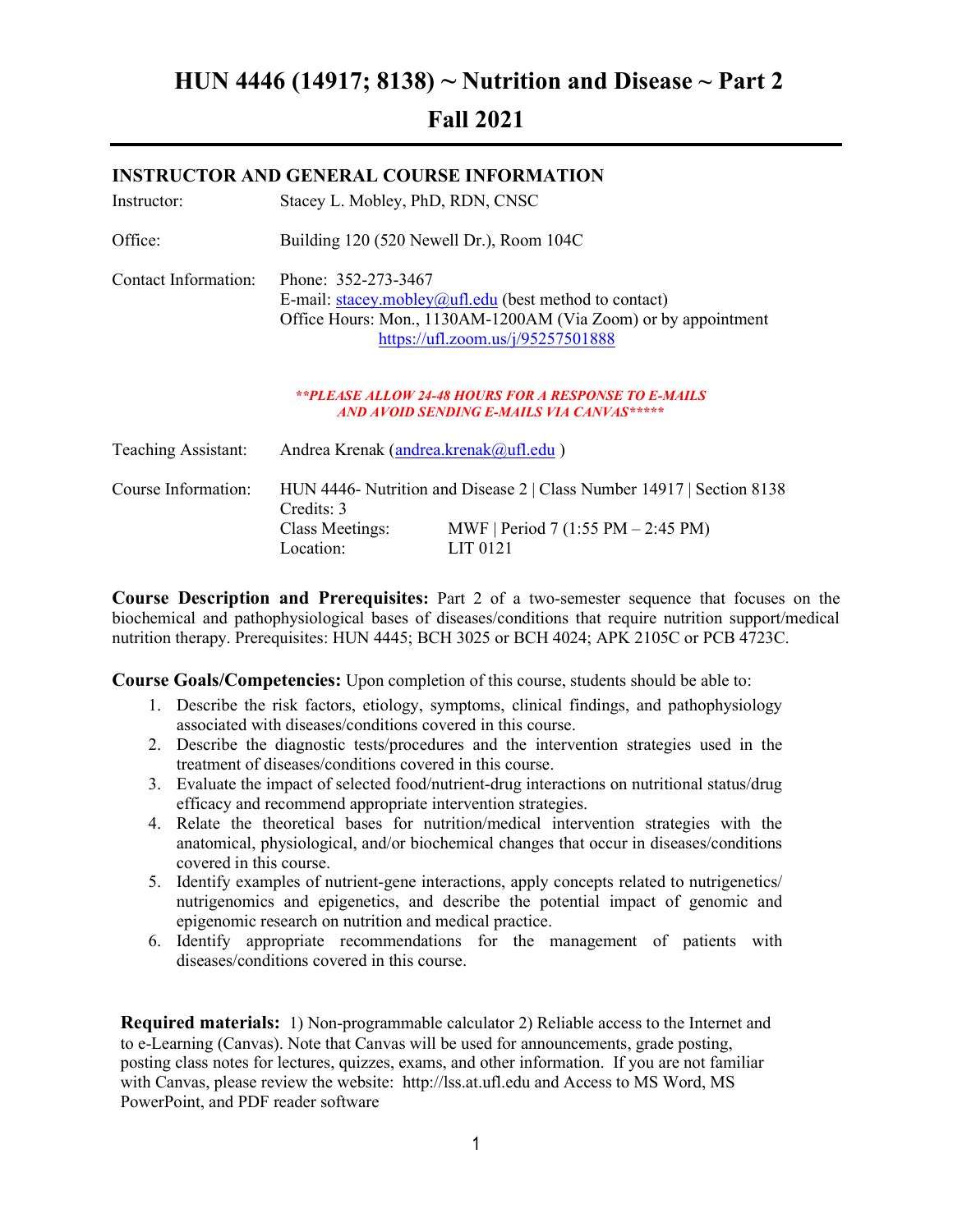# HUN 4446 (14917; 8138) ~ Nutrition and Disease ~ Part 2

# Fall 2021

## INSTRUCTOR AND GENERAL COURSE INFORMATION

Instructor: Stacey L. Mobley, PhD, RDN, CNSC

Office: Building 120 (520 Newell Dr.), Room 104C

Contact Information: Phone: 352-273-3467
E-mail: stacey.mobley@ufl.edu (best method to contact)
Office Hours: Mon., 1130AM-1200AM (Via Zoom) or by appointment
https://ufl.zoom.us/j/95257501888

***\*\*PLEASE ALLOW 24-48 HOURS FOR A RESPONSE TO E-MAILS AND AVOID SENDING E-MAILS VIA CANVAS\*\*\*\*\****

Teaching Assistant: Andrea Krenak (andrea.krenak@ufl.edu )

Course Information: HUN 4446- Nutrition and Disease 2 | Class Number 14917 | Section 8138
Credits: 3
Class Meetings: MWF | Period 7 (1:55 PM – 2:45 PM)
Location: LIT 0121

**Course Description and Prerequisites:** Part 2 of a two-semester sequence that focuses on the biochemical and pathophysiological bases of diseases/conditions that require nutrition support/medical nutrition therapy. Prerequisites: HUN 4445; BCH 3025 or BCH 4024; APK 2105C or PCB 4723C.

**Course Goals/Competencies:** Upon completion of this course, students should be able to:

1. Describe the risk factors, etiology, symptoms, clinical findings, and pathophysiology associated with diseases/conditions covered in this course.
2. Describe the diagnostic tests/procedures and the intervention strategies used in the treatment of diseases/conditions covered in this course.
3. Evaluate the impact of selected food/nutrient-drug interactions on nutritional status/drug efficacy and recommend appropriate intervention strategies.
4. Relate the theoretical bases for nutrition/medical intervention strategies with the anatomical, physiological, and/or biochemical changes that occur in diseases/conditions covered in this course.
5. Identify examples of nutrient-gene interactions, apply concepts related to nutrigenetics/ nutrigenomics and epigenetics, and describe the potential impact of genomic and epigenomic research on nutrition and medical practice.
6. Identify appropriate recommendations for the management of patients with diseases/conditions covered in this course.

**Required materials:** 1) Non-programmable calculator 2) Reliable access to the Internet and to e-Learning (Canvas). Note that Canvas will be used for announcements, grade posting, posting class notes for lectures, quizzes, exams, and other information. If you are not familiar with Canvas, please review the website: http://lss.at.ufl.edu and Access to MS Word, MS PowerPoint, and PDF reader software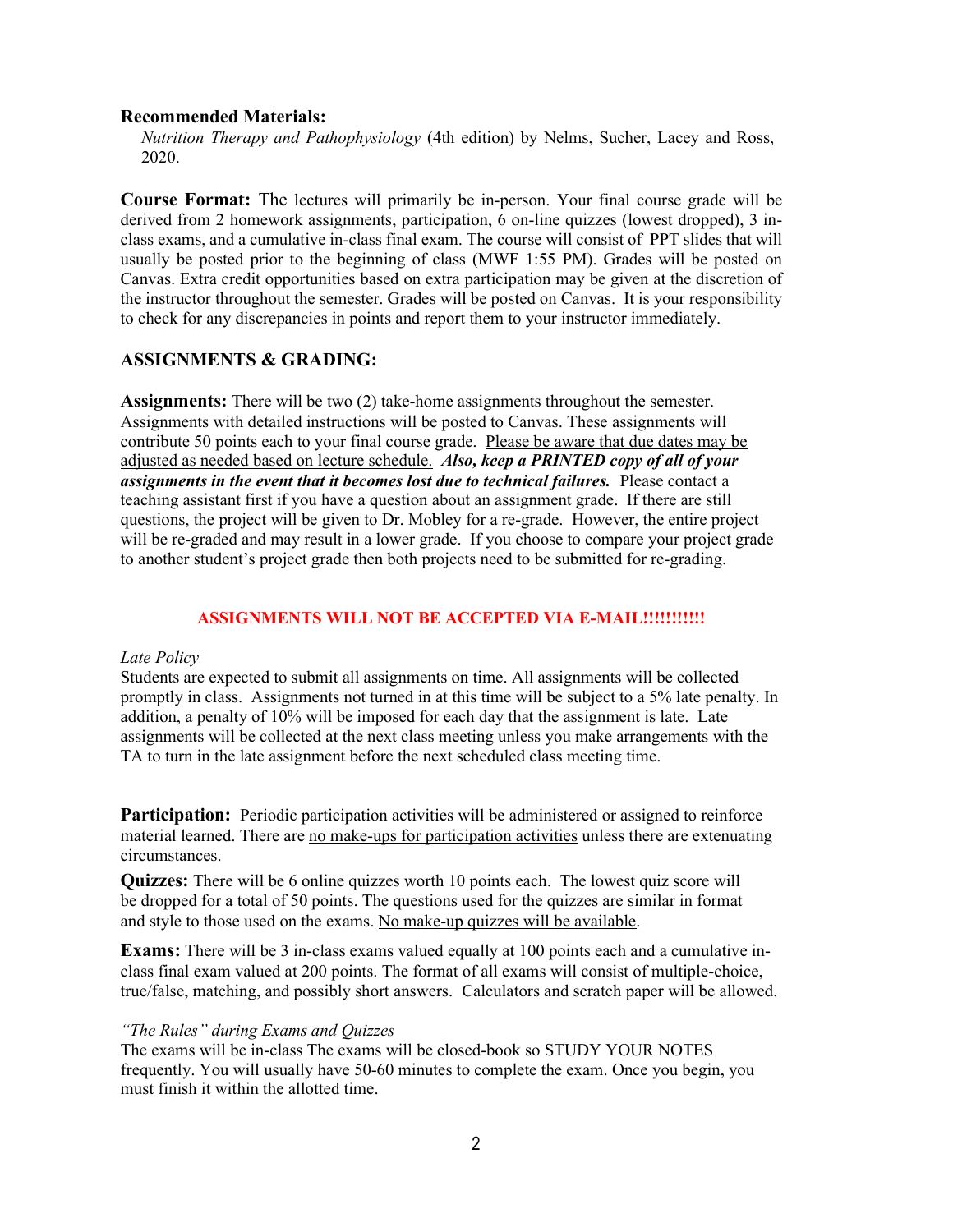**Recommended Materials:**

*Nutrition Therapy and Pathophysiology* (4th edition) by Nelms, Sucher, Lacey and Ross, 2020.

**Course Format:** The lectures will primarily be in-person. Your final course grade will be derived from 2 homework assignments, participation, 6 on-line quizzes (lowest dropped), 3 in-class exams, and a cumulative in-class final exam. The course will consist of PPT slides that will usually be posted prior to the beginning of class (MWF 1:55 PM). Grades will be posted on Canvas. Extra credit opportunities based on extra participation may be given at the discretion of the instructor throughout the semester. Grades will be posted on Canvas. It is your responsibility to check for any discrepancies in points and report them to your instructor immediately.

## ASSIGNMENTS & GRADING:

**Assignments:** There will be two (2) take-home assignments throughout the semester. Assignments with detailed instructions will be posted to Canvas. These assignments will contribute 50 points each to your final course grade. Please be aware that due dates may be adjusted as needed based on lecture schedule. ***Also, keep a PRINTED copy of all of your assignments in the event that it becomes lost due to technical failures.*** Please contact a teaching assistant first if you have a question about an assignment grade. If there are still questions, the project will be given to Dr. Mobley for a re-grade. However, the entire project will be re-graded and may result in a lower grade. If you choose to compare your project grade to another student's project grade then both projects need to be submitted for re-grading.

**ASSIGNMENTS WILL NOT BE ACCEPTED VIA E-MAIL!!!!!!!!!!**

*Late Policy*

Students are expected to submit all assignments on time. All assignments will be collected promptly in class. Assignments not turned in at this time will be subject to a 5% late penalty. In addition, a penalty of 10% will be imposed for each day that the assignment is late. Late assignments will be collected at the next class meeting unless you make arrangements with the TA to turn in the late assignment before the next scheduled class meeting time.

**Participation:** Periodic participation activities will be administered or assigned to reinforce material learned. There are no make-ups for participation activities unless there are extenuating circumstances.

**Quizzes:** There will be 6 online quizzes worth 10 points each. The lowest quiz score will be dropped for a total of 50 points. The questions used for the quizzes are similar in format and style to those used on the exams. No make-up quizzes will be available.

**Exams:** There will be 3 in-class exams valued equally at 100 points each and a cumulative in-class final exam valued at 200 points. The format of all exams will consist of multiple-choice, true/false, matching, and possibly short answers. Calculators and scratch paper will be allowed.

*"The Rules" during Exams and Quizzes*

The exams will be in-class The exams will be closed-book so STUDY YOUR NOTES frequently. You will usually have 50-60 minutes to complete the exam. Once you begin, you must finish it within the allotted time.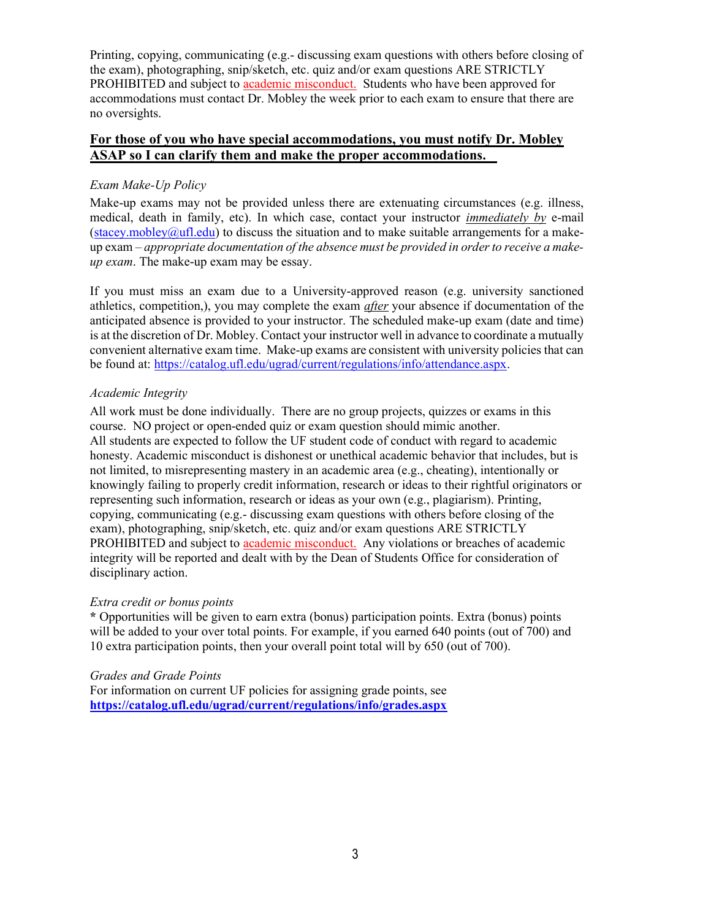Printing, copying, communicating (e.g.- discussing exam questions with others before closing of the exam), photographing, snip/sketch, etc. quiz and/or exam questions ARE STRICTLY PROHIBITED and subject to academic misconduct. Students who have been approved for accommodations must contact Dr. Mobley the week prior to each exam to ensure that there are no oversights.

**For those of you who have special accommodations, you must notify Dr. Mobley ASAP so I can clarify them and make the proper accommodations.**

*Exam Make-Up Policy*

Make-up exams may not be provided unless there are extenuating circumstances (e.g. illness, medical, death in family, etc). In which case, contact your instructor ***immediately by*** e-mail (stacey.mobley@ufl.edu) to discuss the situation and to make suitable arrangements for a make-up exam – *appropriate documentation of the absence must be provided in order to receive a make-up exam*. The make-up exam may be essay.

If you must miss an exam due to a University-approved reason (e.g. university sanctioned athletics, competition,), you may complete the exam ***after*** your absence if documentation of the anticipated absence is provided to your instructor. The scheduled make-up exam (date and time) is at the discretion of Dr. Mobley. Contact your instructor well in advance to coordinate a mutually convenient alternative exam time. Make-up exams are consistent with university policies that can be found at: https://catalog.ufl.edu/ugrad/current/regulations/info/attendance.aspx.

*Academic Integrity*

All work must be done individually. There are no group projects, quizzes or exams in this course. NO project or open-ended quiz or exam question should mimic another.
All students are expected to follow the UF student code of conduct with regard to academic honesty. Academic misconduct is dishonest or unethical academic behavior that includes, but is not limited, to misrepresenting mastery in an academic area (e.g., cheating), intentionally or knowingly failing to properly credit information, research or ideas to their rightful originators or representing such information, research or ideas as your own (e.g., plagiarism). Printing, copying, communicating (e.g.- discussing exam questions with others before closing of the exam), photographing, snip/sketch, etc. quiz and/or exam questions ARE STRICTLY PROHIBITED and subject to academic misconduct. Any violations or breaches of academic integrity will be reported and dealt with by the Dean of Students Office for consideration of disciplinary action.

*Extra credit or bonus points*

**\*** Opportunities will be given to earn extra (bonus) participation points. Extra (bonus) points will be added to your over total points. For example, if you earned 640 points (out of 700) and 10 extra participation points, then your overall point total will by 650 (out of 700).

*Grades and Grade Points*

For information on current UF policies for assigning grade points, see
**https://catalog.ufl.edu/ugrad/current/regulations/info/grades.aspx**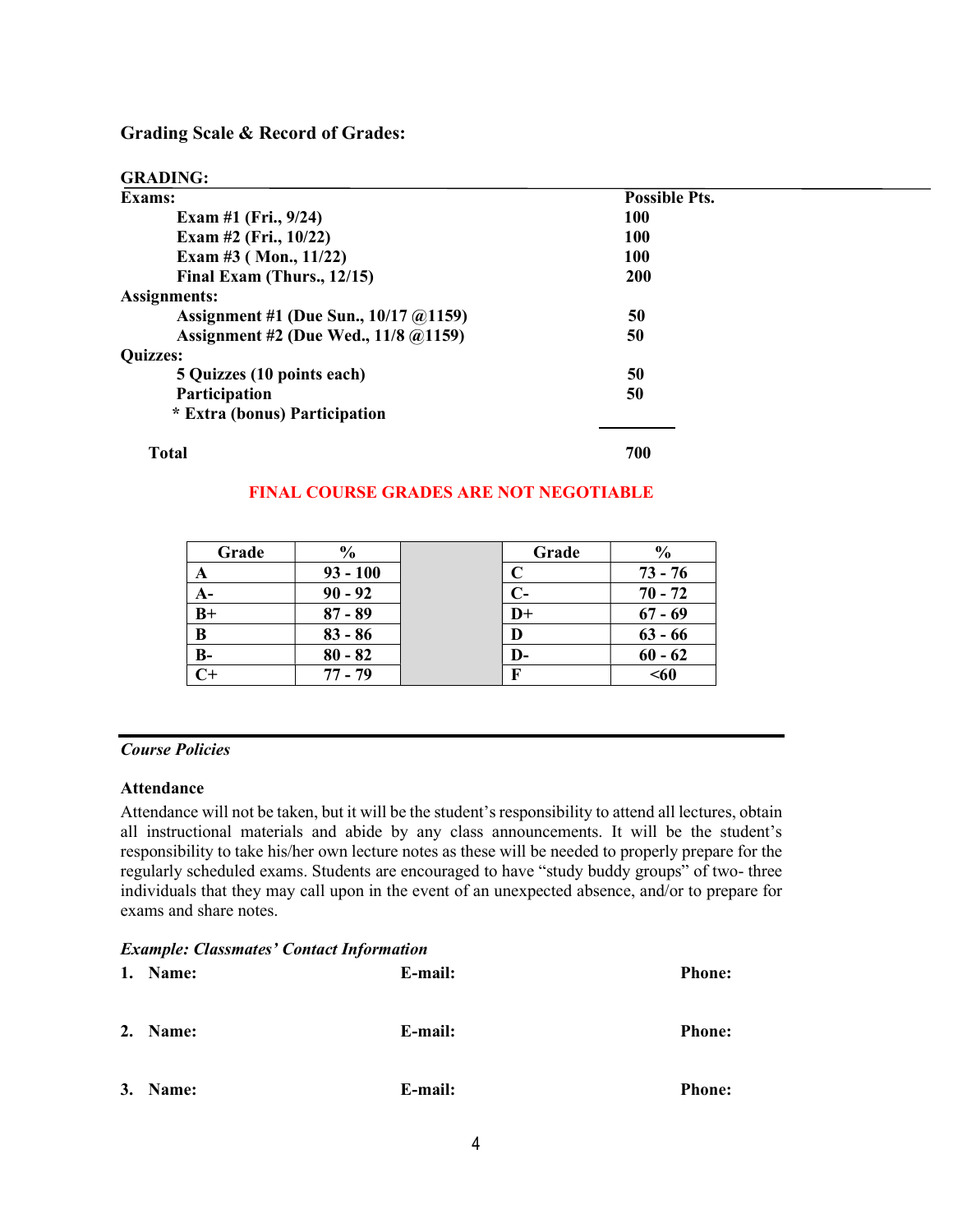### Grading Scale & Record of Grades:

**GRADING:**

| Exams: | Possible Pts. |
|---|---|
| Exam #1 (Fri., 9/24) | 100 |
| Exam #2 (Fri., 10/22) | 100 |
| Exam #3 ( Mon., 11/22) | 100 |
| Final Exam (Thurs., 12/15) | 200 |
| **Assignments:** | |
| Assignment #1 (Due Sun., 10/17 @1159) | 50 |
| Assignment #2 (Due Wed., 11/8 @1159) | 50 |
| **Quizzes:** | |
| 5 Quizzes (10 points each) | 50 |
| Participation | 50 |
| * Extra (bonus) Participation | |
| **Total** | **700** |

**FINAL COURSE GRADES ARE NOT NEGOTIABLE**

| Grade | % | | Grade | % |
|---|---|---|---|---|
| A | 93 - 100 | | C | 73 - 76 |
| A- | 90 - 92 | | C- | 70 - 72 |
| B+ | 87 - 89 | | D+ | 67 - 69 |
| B | 83 - 86 | | D | 63 - 66 |
| B- | 80 - 82 | | D- | 60 - 62 |
| C+ | 77 - 79 | | F | <60 |

---

***Course Policies***

**Attendance**

Attendance will not be taken, but it will be the student's responsibility to attend all lectures, obtain all instructional materials and abide by any class announcements. It will be the student's responsibility to take his/her own lecture notes as these will be needed to properly prepare for the regularly scheduled exams. Students are encouraged to have "study buddy groups" of two- three individuals that they may call upon in the event of an unexpected absence, and/or to prepare for exams and share notes.

***Example: Classmates' Contact Information***

1. **Name:** **E-mail:** **Phone:**

2. **Name:** **E-mail:** **Phone:**

3. **Name:** **E-mail:** **Phone:**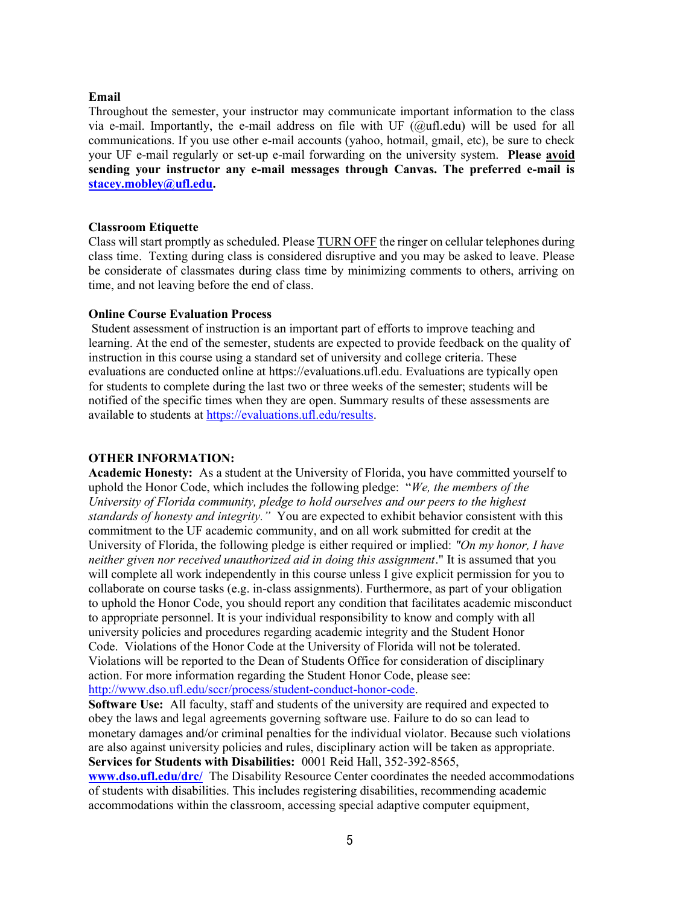**Email**

Throughout the semester, your instructor may communicate important information to the class via e-mail. Importantly, the e-mail address on file with UF (@ufl.edu) will be used for all communications. If you use other e-mail accounts (yahoo, hotmail, gmail, etc), be sure to check your UF e-mail regularly or set-up e-mail forwarding on the university system. **Please avoid sending your instructor any e-mail messages through Canvas. The preferred e-mail is stacey.mobley@ufl.edu.**

**Classroom Etiquette**

Class will start promptly as scheduled. Please TURN OFF the ringer on cellular telephones during class time. Texting during class is considered disruptive and you may be asked to leave. Please be considerate of classmates during class time by minimizing comments to others, arriving on time, and not leaving before the end of class.

**Online Course Evaluation Process**

Student assessment of instruction is an important part of efforts to improve teaching and learning. At the end of the semester, students are expected to provide feedback on the quality of instruction in this course using a standard set of university and college criteria. These evaluations are conducted online at https://evaluations.ufl.edu. Evaluations are typically open for students to complete during the last two or three weeks of the semester; students will be notified of the specific times when they are open. Summary results of these assessments are available to students at https://evaluations.ufl.edu/results.

**OTHER INFORMATION:**

**Academic Honesty:** As a student at the University of Florida, you have committed yourself to uphold the Honor Code, which includes the following pledge: "*We, the members of the University of Florida community, pledge to hold ourselves and our peers to the highest standards of honesty and integrity."* You are expected to exhibit behavior consistent with this commitment to the UF academic community, and on all work submitted for credit at the University of Florida, the following pledge is either required or implied: *"On my honor, I have neither given nor received unauthorized aid in doing this assignment*." It is assumed that you will complete all work independently in this course unless I give explicit permission for you to collaborate on course tasks (e.g. in-class assignments). Furthermore, as part of your obligation to uphold the Honor Code, you should report any condition that facilitates academic misconduct to appropriate personnel. It is your individual responsibility to know and comply with all university policies and procedures regarding academic integrity and the Student Honor Code. Violations of the Honor Code at the University of Florida will not be tolerated. Violations will be reported to the Dean of Students Office for consideration of disciplinary action. For more information regarding the Student Honor Code, please see: http://www.dso.ufl.edu/sccr/process/student-conduct-honor-code.

**Software Use:** All faculty, staff and students of the university are required and expected to obey the laws and legal agreements governing software use. Failure to do so can lead to monetary damages and/or criminal penalties for the individual violator. Because such violations are also against university policies and rules, disciplinary action will be taken as appropriate.

**Services for Students with Disabilities:** 0001 Reid Hall, 352-392-8565, **www.dso.ufl.edu/drc/** The Disability Resource Center coordinates the needed accommodations of students with disabilities. This includes registering disabilities, recommending academic accommodations within the classroom, accessing special adaptive computer equipment,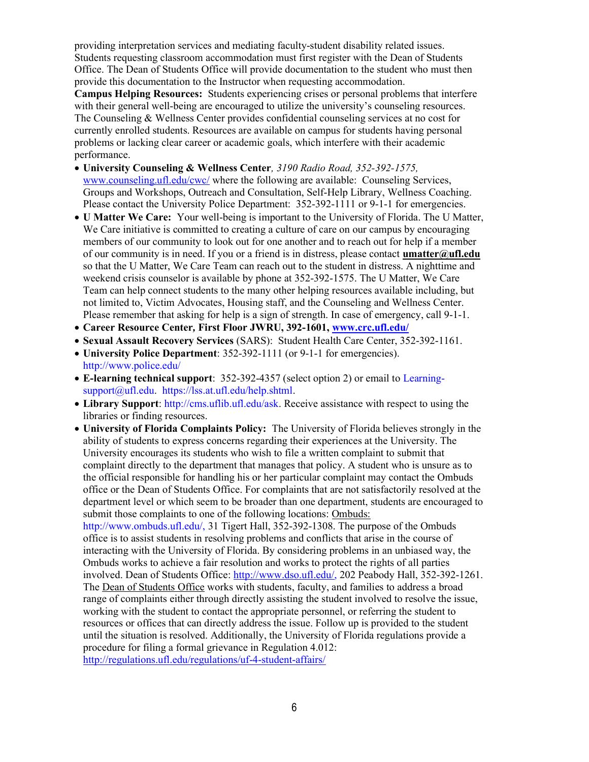providing interpretation services and mediating faculty-student disability related issues. Students requesting classroom accommodation must first register with the Dean of Students Office. The Dean of Students Office will provide documentation to the student who must then provide this documentation to the Instructor when requesting accommodation.

**Campus Helping Resources:** Students experiencing crises or personal problems that interfere with their general well-being are encouraged to utilize the university's counseling resources. The Counseling & Wellness Center provides confidential counseling services at no cost for currently enrolled students. Resources are available on campus for students having personal problems or lacking clear career or academic goals, which interfere with their academic performance.

- **University Counseling & Wellness Center**, *3190 Radio Road, 352-392-1575,* www.counseling.ufl.edu/cwc/ where the following are available: Counseling Services, Groups and Workshops, Outreach and Consultation, Self-Help Library, Wellness Coaching. Please contact the University Police Department: 352-392-1111 or 9-1-1 for emergencies.
- **U Matter We Care:** Your well-being is important to the University of Florida. The U Matter, We Care initiative is committed to creating a culture of care on our campus by encouraging members of our community to look out for one another and to reach out for help if a member of our community is in need. If you or a friend is in distress, please contact **umatter@ufl.edu** so that the U Matter, We Care Team can reach out to the student in distress. A nighttime and weekend crisis counselor is available by phone at 352-392-1575. The U Matter, We Care Team can help connect students to the many other helping resources available including, but not limited to, Victim Advocates, Housing staff, and the Counseling and Wellness Center. Please remember that asking for help is a sign of strength. In case of emergency, call 9-1-1.
- **Career Resource Center, First Floor JWRU, 392-1601, www.crc.ufl.edu/**
- **Sexual Assault Recovery Services** (SARS): Student Health Care Center, 352-392-1161.
- **University Police Department**: 352-392-1111 (or 9-1-1 for emergencies). http://www.police.edu/
- **E-learning technical support**: 352-392-4357 (select option 2) or email to Learning-support@ufl.edu. https://lss.at.ufl.edu/help.shtml.
- **Library Support**: http://cms.uflib.ufl.edu/ask. Receive assistance with respect to using the libraries or finding resources.
- **University of Florida Complaints Policy:** The University of Florida believes strongly in the ability of students to express concerns regarding their experiences at the University. The University encourages its students who wish to file a written complaint to submit that complaint directly to the department that manages that policy. A student who is unsure as to the official responsible for handling his or her particular complaint may contact the Ombuds office or the Dean of Students Office. For complaints that are not satisfactorily resolved at the department level or which seem to be broader than one department, students are encouraged to submit those complaints to one of the following locations: Ombuds: http://www.ombuds.ufl.edu/, 31 Tigert Hall, 352-392-1308. The purpose of the Ombuds office is to assist students in resolving problems and conflicts that arise in the course of interacting with the University of Florida. By considering problems in an unbiased way, the Ombuds works to achieve a fair resolution and works to protect the rights of all parties involved. Dean of Students Office: http://www.dso.ufl.edu/, 202 Peabody Hall, 352-392-1261. The Dean of Students Office works with students, faculty, and families to address a broad range of complaints either through directly assisting the student involved to resolve the issue, working with the student to contact the appropriate personnel, or referring the student to resources or offices that can directly address the issue. Follow up is provided to the student until the situation is resolved. Additionally, the University of Florida regulations provide a procedure for filing a formal grievance in Regulation 4.012: http://regulations.ufl.edu/regulations/uf-4-student-affairs/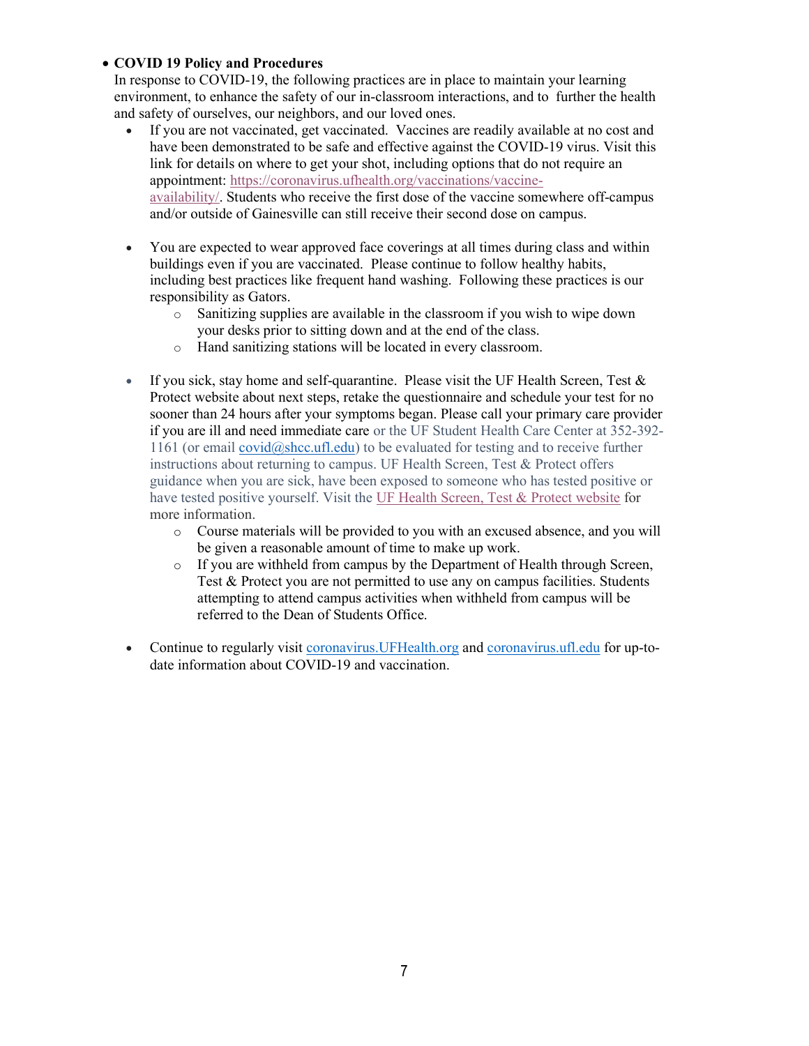- **COVID 19 Policy and Procedures**

  In response to COVID-19, the following practices are in place to maintain your learning environment, to enhance the safety of our in-classroom interactions, and to further the health and safety of ourselves, our neighbors, and our loved ones.

  - If you are not vaccinated, get vaccinated. Vaccines are readily available at no cost and have been demonstrated to be safe and effective against the COVID-19 virus. Visit this link for details on where to get your shot, including options that do not require an appointment: [https://coronavirus.ufhealth.org/vaccinations/vaccine-availability/](https://coronavirus.ufhealth.org/vaccinations/vaccine-availability/). Students who receive the first dose of the vaccine somewhere off-campus and/or outside of Gainesville can still receive their second dose on campus.

  - You are expected to wear approved face coverings at all times during class and within buildings even if you are vaccinated. Please continue to follow healthy habits, including best practices like frequent hand washing. Following these practices is our responsibility as Gators.
    - Sanitizing supplies are available in the classroom if you wish to wipe down your desks prior to sitting down and at the end of the class.
    - Hand sanitizing stations will be located in every classroom.

  - If you sick, stay home and self-quarantine. Please visit the UF Health Screen, Test & Protect website about next steps, retake the questionnaire and schedule your test for no sooner than 24 hours after your symptoms began. Please call your primary care provider if you are ill and need immediate care or the UF Student Health Care Center at 352-392-1161 (or email [covid@shcc.ufl.edu](mailto:covid@shcc.ufl.edu)) to be evaluated for testing and to receive further instructions about returning to campus. UF Health Screen, Test & Protect offers guidance when you are sick, have been exposed to someone who has tested positive or have tested positive yourself. Visit the UF Health Screen, Test & Protect website for more information.
    - Course materials will be provided to you with an excused absence, and you will be given a reasonable amount of time to make up work.
    - If you are withheld from campus by the Department of Health through Screen, Test & Protect you are not permitted to use any on campus facilities. Students attempting to attend campus activities when withheld from campus will be referred to the Dean of Students Office.

  - Continue to regularly visit [coronavirus.UFHealth.org](https://coronavirus.UFHealth.org) and [coronavirus.ufl.edu](https://coronavirus.ufl.edu) for up-to-date information about COVID-19 and vaccination.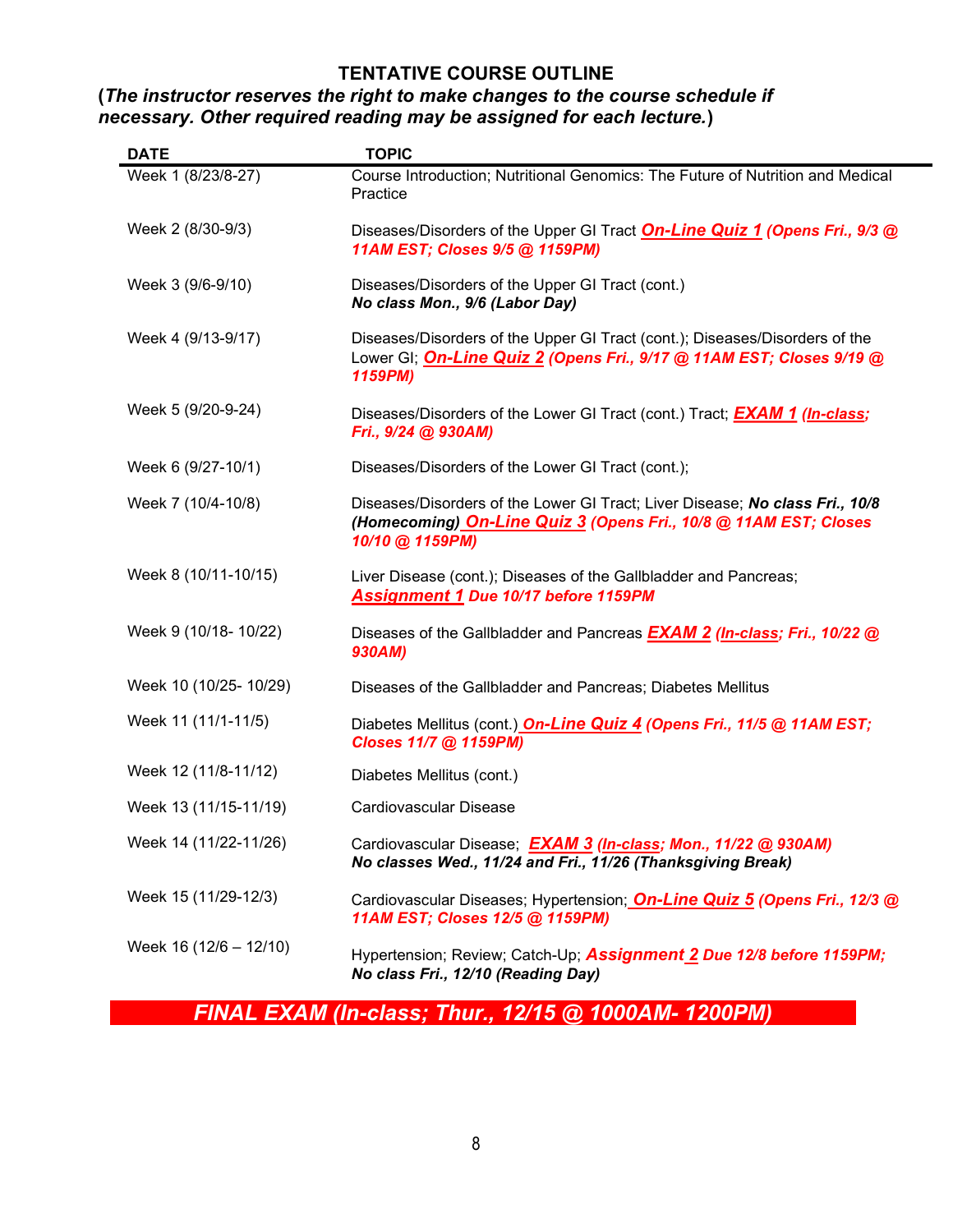## TENTATIVE COURSE OUTLINE

(***The instructor reserves the right to make changes to the course schedule if necessary. Other required reading may be assigned for each lecture.***)

| DATE | TOPIC |
|---|---|
| Week 1 (8/23/8-27) | Course Introduction; Nutritional Genomics: The Future of Nutrition and Medical Practice |
| Week 2 (8/30-9/3) | Diseases/Disorders of the Upper GI Tract ***On-Line Quiz 1*** ***(Opens Fri., 9/3 @ 11AM EST; Closes 9/5 @ 1159PM)*** |
| Week 3 (9/6-9/10) | Diseases/Disorders of the Upper GI Tract (cont.) ***No class Mon., 9/6 (Labor Day)*** |
| Week 4 (9/13-9/17) | Diseases/Disorders of the Upper GI Tract (cont.); Diseases/Disorders of the Lower GI; ***On-Line Quiz 2*** ***(Opens Fri., 9/17 @ 11AM EST; Closes 9/19 @ 1159PM)*** |
| Week 5 (9/20-9-24) | Diseases/Disorders of the Lower GI Tract (cont.) Tract; ***EXAM 1*** ***(In-class; Fri., 9/24 @ 930AM)*** |
| Week 6 (9/27-10/1) | Diseases/Disorders of the Lower GI Tract (cont.); |
| Week 7 (10/4-10/8) | Diseases/Disorders of the Lower GI Tract; Liver Disease; ***No class Fri., 10/8 (Homecoming)*** ***On-Line Quiz 3*** ***(Opens Fri., 10/8 @ 11AM EST; Closes 10/10 @ 1159PM)*** |
| Week 8 (10/11-10/15) | Liver Disease (cont.); Diseases of the Gallbladder and Pancreas; ***Assignment 1*** ***Due 10/17 before 1159PM*** |
| Week 9 (10/18- 10/22) | Diseases of the Gallbladder and Pancreas ***EXAM 2*** ***(In-class; Fri., 10/22 @ 930AM)*** |
| Week 10 (10/25- 10/29) | Diseases of the Gallbladder and Pancreas; Diabetes Mellitus |
| Week 11 (11/1-11/5) | Diabetes Mellitus (cont.) ***On-Line Quiz 4*** ***(Opens Fri., 11/5 @ 11AM EST; Closes 11/7 @ 1159PM)*** |
| Week 12 (11/8-11/12) | Diabetes Mellitus (cont.) |
| Week 13 (11/15-11/19) | Cardiovascular Disease |
| Week 14 (11/22-11/26) | Cardiovascular Disease; ***EXAM 3*** ***(In-class; Mon., 11/22 @ 930AM)*** ***No classes Wed., 11/24 and Fri., 11/26 (Thanksgiving Break)*** |
| Week 15 (11/29-12/3) | Cardiovascular Diseases; Hypertension; ***On-Line Quiz 5*** ***(Opens Fri., 12/3 @ 11AM EST; Closes 12/5 @ 1159PM)*** |
| Week 16 (12/6 – 12/10) | Hypertension; Review; Catch-Up; ***Assignment 2*** ***Due 12/8 before 1159PM; No class Fri., 12/10 (Reading Day)*** |

***FINAL EXAM (In-class; Thur., 12/15 @ 1000AM- 1200PM)***